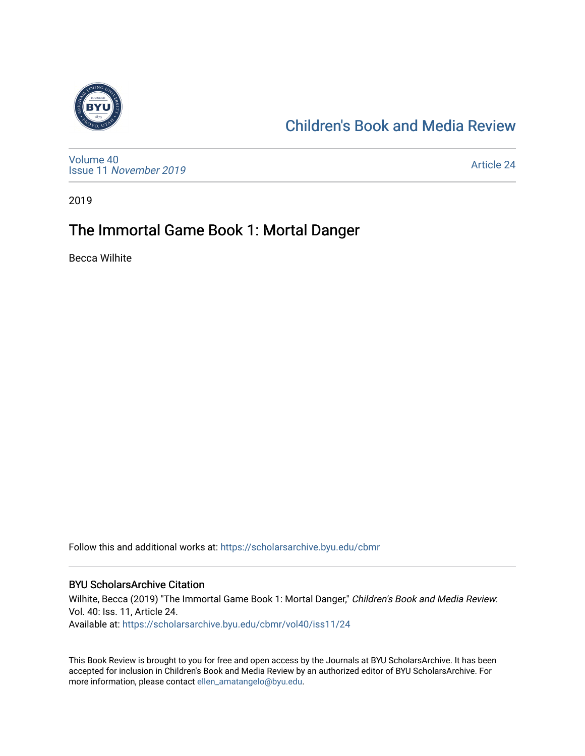# Children's Book and Media Review

Volume 40
Issue 11 *November 2019*

Article 24

2019

## The Immortal Game Book 1: Mortal Danger

Becca Wilhite

Follow this and additional works at: https://scholarsarchive.byu.edu/cbmr

### BYU ScholarsArchive Citation

Wilhite, Becca (2019) "The Immortal Game Book 1: Mortal Danger," *Children's Book and Media Review*: Vol. 40: Iss. 11, Article 24.
Available at: https://scholarsarchive.byu.edu/cbmr/vol40/iss11/24

This Book Review is brought to you for free and open access by the Journals at BYU ScholarsArchive. It has been accepted for inclusion in Children's Book and Media Review by an authorized editor of BYU ScholarsArchive. For more information, please contact ellen_amatangelo@byu.edu.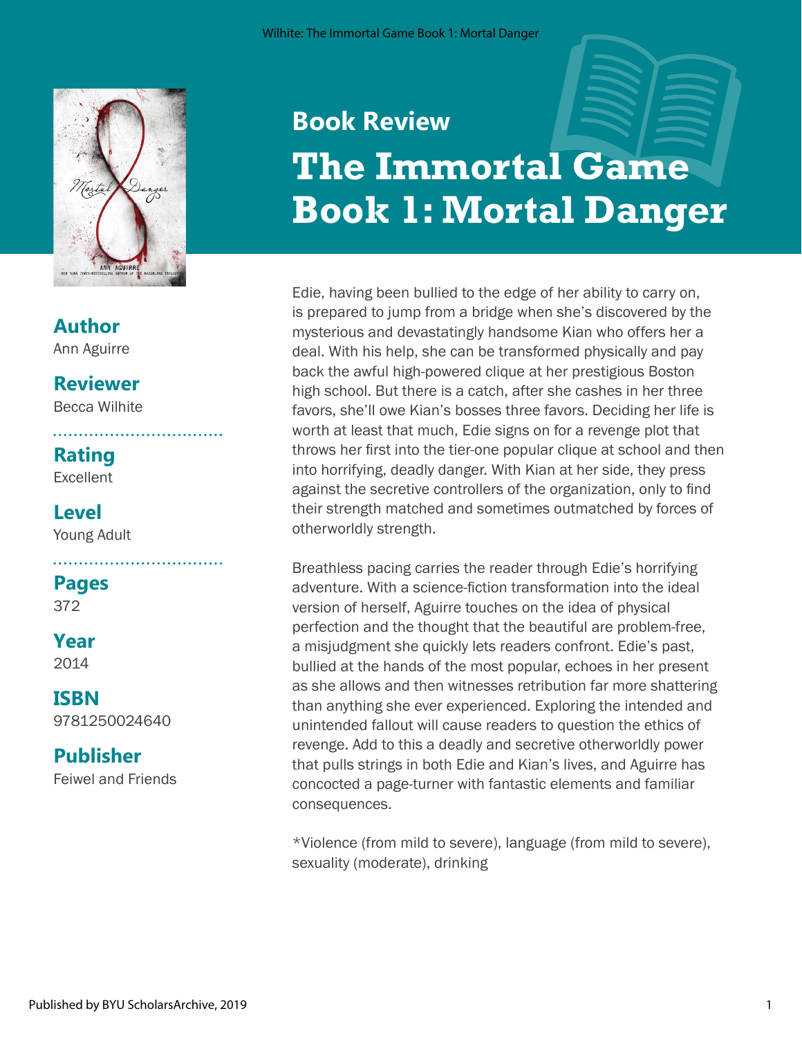## Book Review

# The Immortal Game Book 1: Mortal Danger

**Author**
Ann Aguirre

**Reviewer**
Becca Wilhite

**Rating**
Excellent

**Level**
Young Adult

**Pages**
372

**Year**
2014

**ISBN**
9781250024640

**Publisher**
Feiwel and Friends

Edie, having been bullied to the edge of her ability to carry on, is prepared to jump from a bridge when she's discovered by the mysterious and devastatingly handsome Kian who offers her a deal. With his help, she can be transformed physically and pay back the awful high-powered clique at her prestigious Boston high school. But there is a catch, after she cashes in her three favors, she'll owe Kian's bosses three favors. Deciding her life is worth at least that much, Edie signs on for a revenge plot that throws her first into the tier-one popular clique at school and then into horrifying, deadly danger. With Kian at her side, they press against the secretive controllers of the organization, only to find their strength matched and sometimes outmatched by forces of otherworldly strength.

Breathless pacing carries the reader through Edie's horrifying adventure. With a science-fiction transformation into the ideal version of herself, Aguirre touches on the idea of physical perfection and the thought that the beautiful are problem-free, a misjudgment she quickly lets readers confront. Edie's past, bullied at the hands of the most popular, echoes in her present as she allows and then witnesses retribution far more shattering than anything she ever experienced. Exploring the intended and unintended fallout will cause readers to question the ethics of revenge. Add to this a deadly and secretive otherworldly power that pulls strings in both Edie and Kian's lives, and Aguirre has concocted a page-turner with fantastic elements and familiar consequences.

*Violence (from mild to severe), language (from mild to severe), sexuality (moderate), drinking